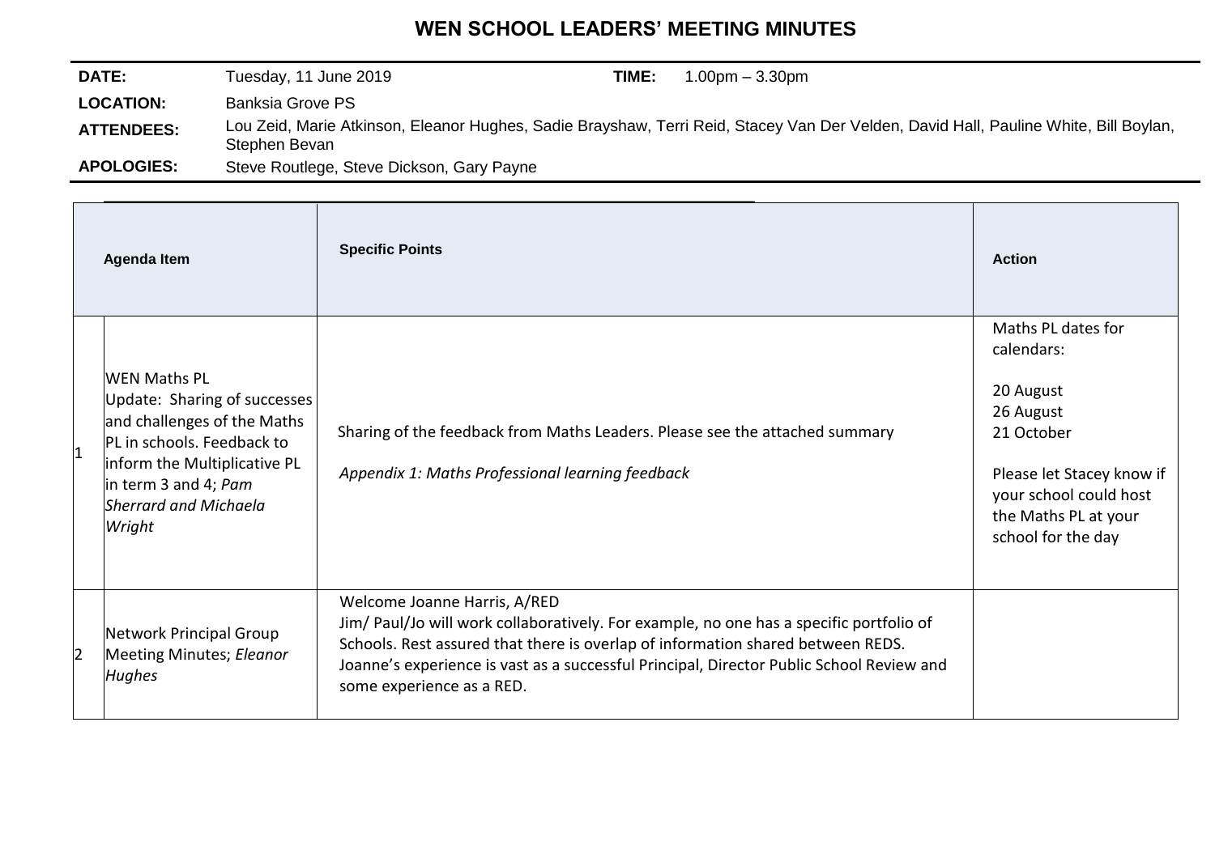# WEN SCHOOL LEADERS' MEETING MINUTES

| | | | |
|---|---|---|---|
| **DATE:** | Tuesday, 11 June 2019 | **TIME:** | 1.00pm – 3.30pm |
| **LOCATION:** | Banksia Grove PS | | |
| **ATTENDEES:** | Lou Zeid, Marie Atkinson, Eleanor Hughes, Sadie Brayshaw, Terri Reid, Stacey Van Der Velden, David Hall, Pauline White, Bill Boylan, Stephen Bevan | | |
| **APOLOGIES:** | Steve Routlege, Steve Dickson, Gary Payne | | |

| | Agenda Item | Specific Points | Action |
|---|---|---|---|
| 1 | WEN Maths PL<br>Update: Sharing of successes and challenges of the Maths PL in schools. Feedback to inform the Multiplicative PL in term 3 and 4; *Pam Sherrard and Michaela Wright* | Sharing of the feedback from Maths Leaders. Please see the attached summary<br><br>*Appendix 1: Maths Professional learning feedback* | Maths PL dates for calendars:<br><br>20 August<br>26 August<br>21 October<br><br>Please let Stacey know if your school could host the Maths PL at your school for the day |
| 2 | Network Principal Group Meeting Minutes; *Eleanor Hughes* | Welcome Joanne Harris, A/RED<br>Jim/ Paul/Jo will work collaboratively. For example, no one has a specific portfolio of Schools. Rest assured that there is overlap of information shared between REDS.<br>Joanne's experience is vast as a successful Principal, Director Public School Review and some experience as a RED. | |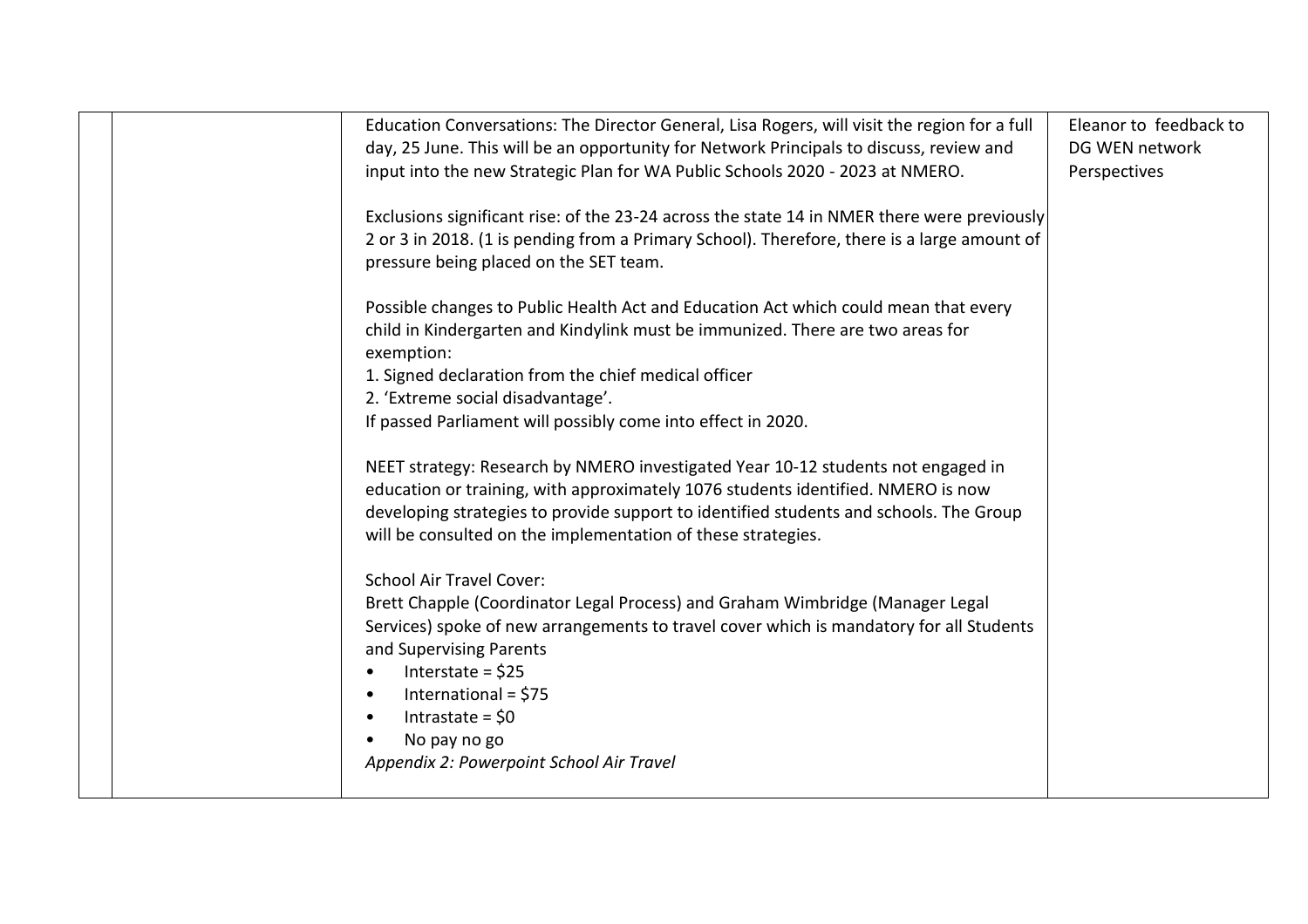|  |  | Education Conversations: The Director General, Lisa Rogers, will visit the region for a full day, 25 June. This will be an opportunity for Network Principals to discuss, review and input into the new Strategic Plan for WA Public Schools 2020 - 2023 at NMERO.<br><br>Exclusions significant rise: of the 23-24 across the state 14 in NMER there were previously 2 or 3 in 2018. (1 is pending from a Primary School). Therefore, there is a large amount of pressure being placed on the SET team.<br><br>Possible changes to Public Health Act and Education Act which could mean that every child in Kindergarten and Kindylink must be immunized. There are two areas for exemption:<br>1. Signed declaration from the chief medical officer<br>2. 'Extreme social disadvantage'.<br>If passed Parliament will possibly come into effect in 2020.<br><br>NEET strategy: Research by NMERO investigated Year 10-12 students not engaged in education or training, with approximately 1076 students identified. NMERO is now developing strategies to provide support to identified students and schools. The Group will be consulted on the implementation of these strategies.<br><br>School Air Travel Cover:<br>Brett Chapple (Coordinator Legal Process) and Graham Wimbridge (Manager Legal Services) spoke of new arrangements to travel cover which is mandatory for all Students and Supervising Parents<br>• Interstate = $25<br>• International = $75<br>• Intrastate = $0<br>• No pay no go<br>*Appendix 2: Powerpoint School Air Travel* | Eleanor to feedback to DG WEN network Perspectives |
|---|---|---|---|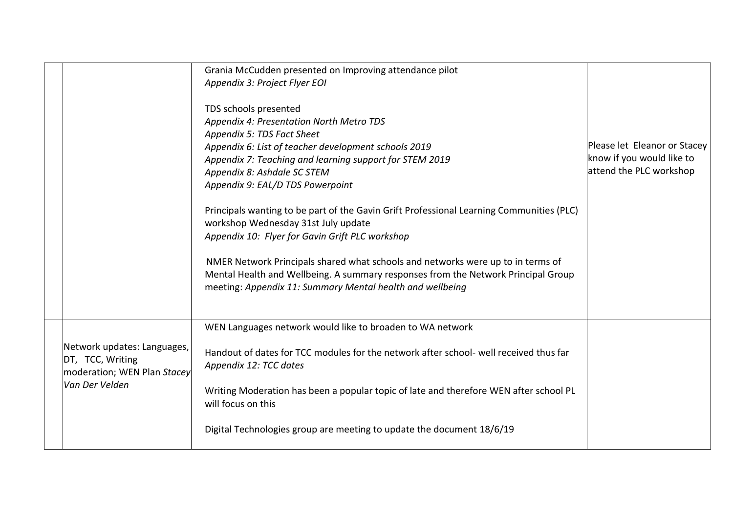|  |  |  |  |
|---|---|---|---|
|  |  | Grania McCudden presented on Improving attendance pilot<br>*Appendix 3: Project Flyer EOI*<br><br>TDS schools presented<br>*Appendix 4: Presentation North Metro TDS*<br>*Appendix 5: TDS Fact Sheet*<br>*Appendix 6: List of teacher development schools 2019*<br>*Appendix 7: Teaching and learning support for STEM 2019*<br>*Appendix 8: Ashdale SC STEM*<br>*Appendix 9: EAL/D TDS Powerpoint*<br><br>Principals wanting to be part of the Gavin Grift Professional Learning Communities (PLC) workshop Wednesday 31st July update<br>*Appendix 10: Flyer for Gavin Grift PLC workshop*<br><br>NMER Network Principals shared what schools and networks were up to in terms of Mental Health and Wellbeing. A summary responses from the Network Principal Group meeting: *Appendix 11: Summary Mental health and wellbeing* | Please let Eleanor or Stacey know if you would like to attend the PLC workshop |
|  | Network updates: Languages, DT, TCC, Writing moderation; WEN Plan *Stacey Van Der Velden* | WEN Languages network would like to broaden to WA network<br><br>Handout of dates for TCC modules for the network after school- well received thus far<br>*Appendix 12: TCC dates*<br><br>Writing Moderation has been a popular topic of late and therefore WEN after school PL will focus on this<br><br>Digital Technologies group are meeting to update the document 18/6/19 |  |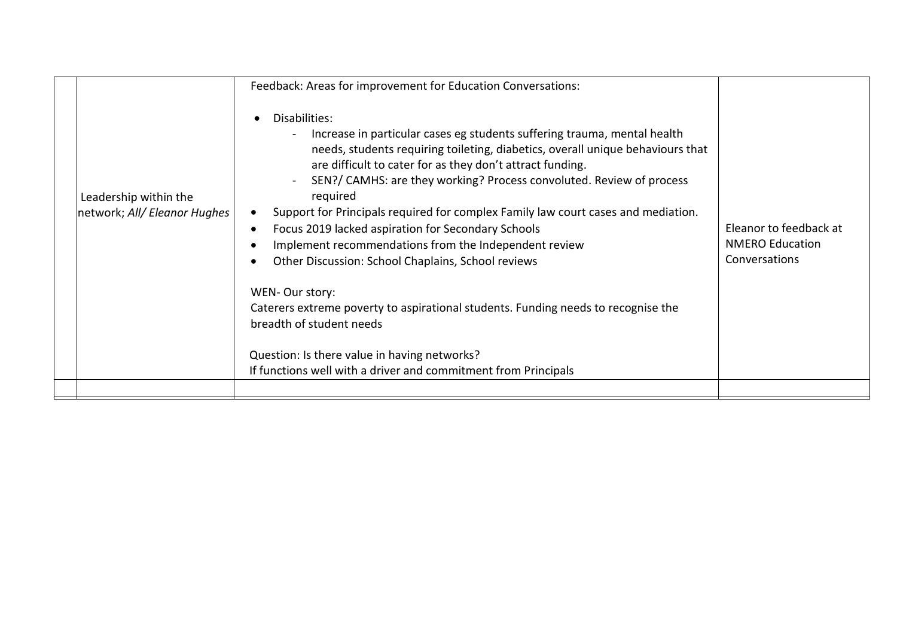| | | | |
|---|---|---|---|
| | Leadership within the network; *All/ Eleanor Hughes* | Feedback: Areas for improvement for Education Conversations:<br><br>• Disabilities:<br>&nbsp;&nbsp;&nbsp;- Increase in particular cases eg students suffering trauma, mental health needs, students requiring toileting, diabetics, overall unique behaviours that are difficult to cater for as they don't attract funding.<br>&nbsp;&nbsp;&nbsp;- SEN?/ CAMHS: are they working? Process convoluted. Review of process required<br>• Support for Principals required for complex Family law court cases and mediation.<br>• Focus 2019 lacked aspiration for Secondary Schools<br>• Implement recommendations from the Independent review<br>• Other Discussion: School Chaplains, School reviews<br><br>WEN- Our story:<br>Caterers extreme poverty to aspirational students. Funding needs to recognise the breadth of student needs<br><br>Question: Is there value in having networks?<br>If functions well with a driver and commitment from Principals | Eleanor to feedback at NMERO Education Conversations |
| | | | |